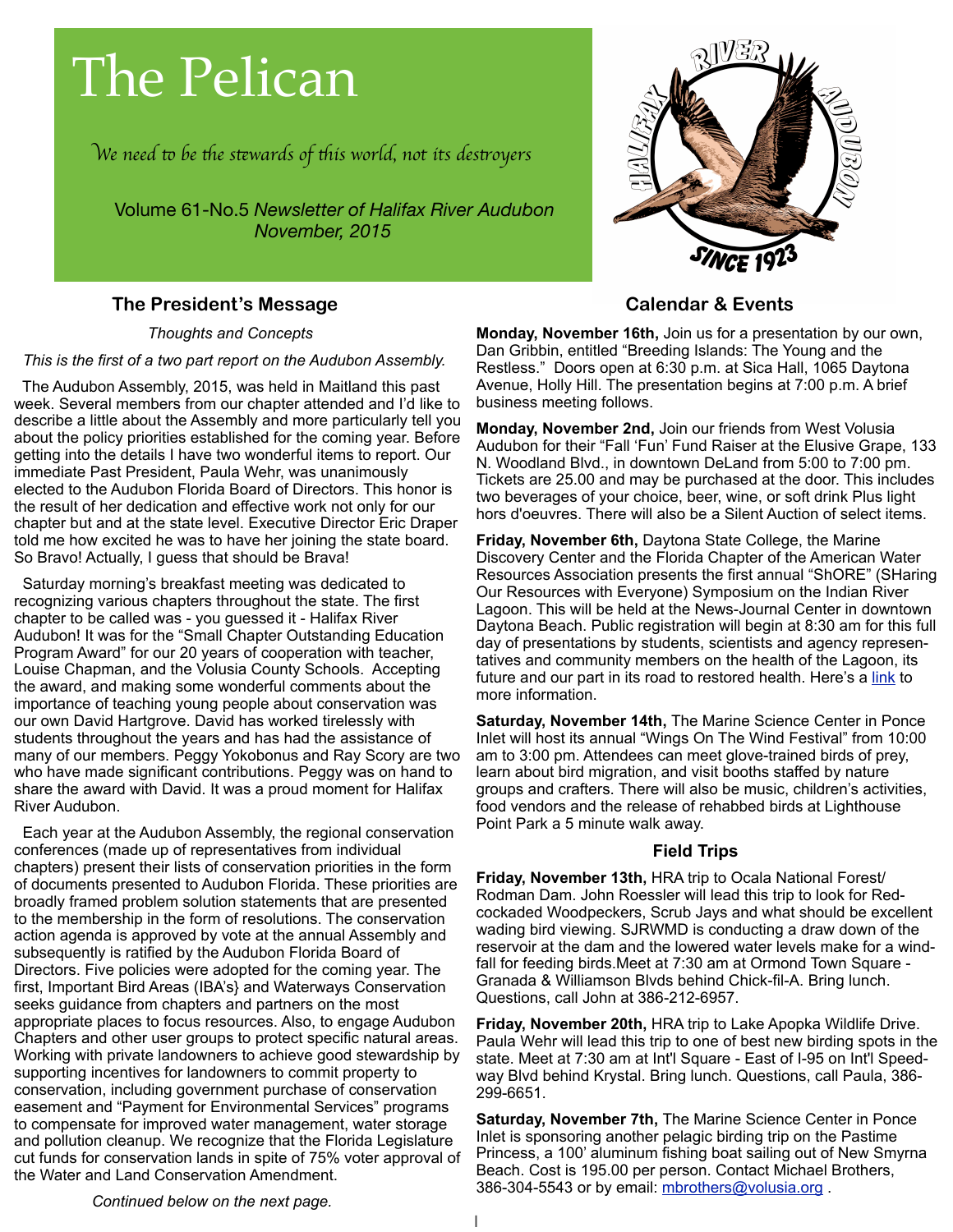# The Pelican

*We need to be the stewards of this world, not its destroyers*

Volume 61-No.5 *Newsletter of Halifax River Audubon*
*November, 2015*

## The President's Message

*Thoughts and Concepts*

*This is the first of a two part report on the Audubon Assembly.*

The Audubon Assembly, 2015, was held in Maitland this past week. Several members from our chapter attended and I'd like to describe a little about the Assembly and more particularly tell you about the policy priorities established for the coming year. Before getting into the details I have two wonderful items to report. Our immediate Past President, Paula Wehr, was unanimously elected to the Audubon Florida Board of Directors. This honor is the result of her dedication and effective work not only for our chapter but and at the state level. Executive Director Eric Draper told me how excited he was to have her joining the state board. So Bravo! Actually, I guess that should be Brava!

Saturday morning's breakfast meeting was dedicated to recognizing various chapters throughout the state. The first chapter to be called was - you guessed it - Halifax River Audubon! It was for the "Small Chapter Outstanding Education Program Award" for our 20 years of cooperation with teacher, Louise Chapman, and the Volusia County Schools. Accepting the award, and making some wonderful comments about the importance of teaching young people about conservation was our own David Hartgrove. David has worked tirelessly with students throughout the years and has had the assistance of many of our members. Peggy Yokobonus and Ray Scory are two who have made significant contributions. Peggy was on hand to share the award with David. It was a proud moment for Halifax River Audubon.

Each year at the Audubon Assembly, the regional conservation conferences (made up of representatives from individual chapters) present their lists of conservation priorities in the form of documents presented to Audubon Florida. These priorities are broadly framed problem solution statements that are presented to the membership in the form of resolutions. The conservation action agenda is approved by vote at the annual Assembly and subsequently is ratified by the Audubon Florida Board of Directors. Five policies were adopted for the coming year. The first, Important Bird Areas (IBA's} and Waterways Conservation seeks guidance from chapters and partners on the most appropriate places to focus resources. Also, to engage Audubon Chapters and other user groups to protect specific natural areas. Working with private landowners to achieve good stewardship by supporting incentives for landowners to commit property to conservation, including government purchase of conservation easement and "Payment for Environmental Services" programs to compensate for improved water management, water storage and pollution cleanup. We recognize that the Florida Legislature cut funds for conservation lands in spite of 75% voter approval of the Water and Land Conservation Amendment.

*Continued below on the next page.*

## Calendar & Events

**Monday, November 16th,** Join us for a presentation by our own, Dan Gribbin, entitled "Breeding Islands: The Young and the Restless." Doors open at 6:30 p.m. at Sica Hall, 1065 Daytona Avenue, Holly Hill. The presentation begins at 7:00 p.m. A brief business meeting follows.

**Monday, November 2nd,** Join our friends from West Volusia Audubon for their "Fall 'Fun' Fund Raiser at the Elusive Grape, 133 N. Woodland Blvd., in downtown DeLand from 5:00 to 7:00 pm. Tickets are 25.00 and may be purchased at the door. This includes two beverages of your choice, beer, wine, or soft drink Plus light hors d'oeuvres. There will also be a Silent Auction of select items.

**Friday, November 6th,** Daytona State College, the Marine Discovery Center and the Florida Chapter of the American Water Resources Association presents the first annual "ShORE" (SHaring Our Resources with Everyone) Symposium on the Indian River Lagoon. This will be held at the News-Journal Center in downtown Daytona Beach. Public registration will begin at 8:30 am for this full day of presentations by students, scientists and agency representatives and community members on the health of the Lagoon, its future and our part in its road to restored health. Here's a link to more information.

**Saturday, November 14th,** The Marine Science Center in Ponce Inlet will host its annual "Wings On The Wind Festival" from 10:00 am to 3:00 pm. Attendees can meet glove-trained birds of prey, learn about bird migration, and visit booths staffed by nature groups and crafters. There will also be music, children's activities, food vendors and the release of rehabbed birds at Lighthouse Point Park a 5 minute walk away.

### Field Trips

**Friday, November 13th,** HRA trip to Ocala National Forest/ Rodman Dam. John Roessler will lead this trip to look for Red-cockaded Woodpeckers, Scrub Jays and what should be excellent wading bird viewing. SJRWMD is conducting a draw down of the reservoir at the dam and the lowered water levels make for a windfall for feeding birds.Meet at 7:30 am at Ormond Town Square - Granada & Williamson Blvds behind Chick-fil-A. Bring lunch. Questions, call John at 386-212-6957.

**Friday, November 20th,** HRA trip to Lake Apopka Wildlife Drive. Paula Wehr will lead this trip to one of best new birding spots in the state. Meet at 7:30 am at Int'l Square - East of I-95 on Int'l Speedway Blvd behind Krystal. Bring lunch. Questions, call Paula, 386-299-6651.

**Saturday, November 7th,** The Marine Science Center in Ponce Inlet is sponsoring another pelagic birding trip on the Pastime Princess, a 100' aluminum fishing boat sailing out of New Smyrna Beach. Cost is 195.00 per person. Contact Michael Brothers, 386-304-5543 or by email: mbrothers@volusia.org .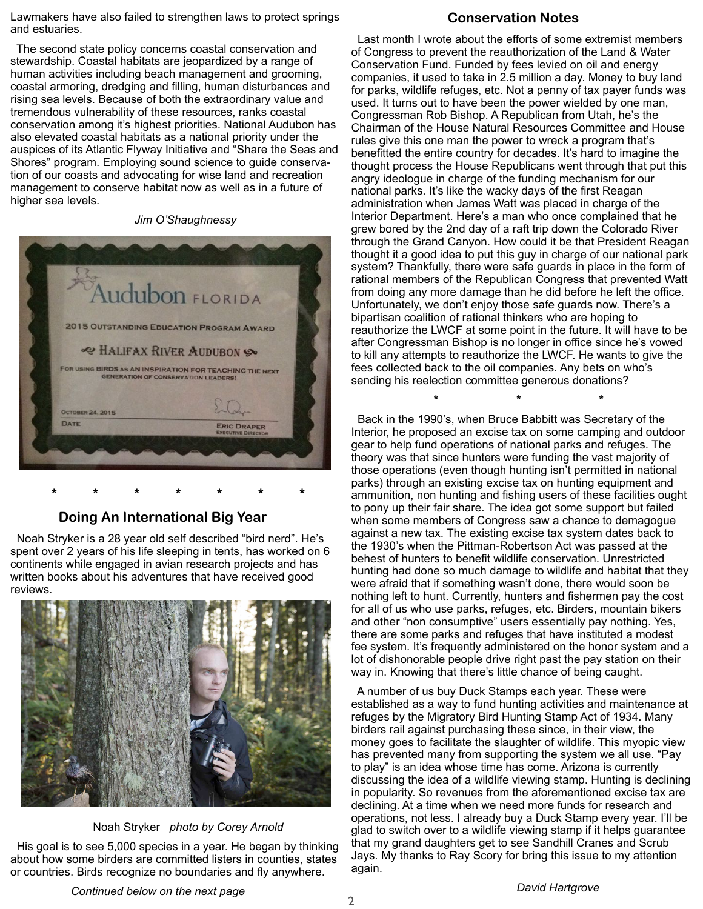Lawmakers have also failed to strengthen laws to protect springs and estuaries.

The second state policy concerns coastal conservation and stewardship. Coastal habitats are jeopardized by a range of human activities including beach management and grooming, coastal armoring, dredging and filling, human disturbances and rising sea levels. Because of both the extraordinary value and tremendous vulnerability of these resources, ranks coastal conservation among it's highest priorities. National Audubon has also elevated coastal habitats as a national priority under the auspices of its Atlantic Flyway Initiative and "Share the Seas and Shores" program. Employing sound science to guide conservation of our coasts and advocating for wise land and recreation management to conserve habitat now as well as in a future of higher sea levels.

*Jim O'Shaughnessy*

\* \* \* \* \* \* \*

## Doing An International Big Year

Noah Stryker is a 28 year old self described "bird nerd". He's spent over 2 years of his life sleeping in tents, has worked on 6 continents while engaged in avian research projects and has written books about his adventures that have received good reviews.

Noah Stryker *photo by Corey Arnold*

His goal is to see 5,000 species in a year. He began by thinking about how some birders are committed listers in counties, states or countries. Birds recognize no boundaries and fly anywhere.

*Continued below on the next page*

## Conservation Notes

Last month I wrote about the efforts of some extremist members of Congress to prevent the reauthorization of the Land & Water Conservation Fund. Funded by fees levied on oil and energy companies, it used to take in 2.5 million a day. Money to buy land for parks, wildlife refuges, etc. Not a penny of tax payer funds was used. It turns out to have been the power wielded by one man, Congressman Rob Bishop. A Republican from Utah, he's the Chairman of the House Natural Resources Committee and House rules give this one man the power to wreck a program that's benefitted the entire country for decades. It's hard to imagine the thought process the House Republicans went through that put this angry ideologue in charge of the funding mechanism for our national parks. It's like the wacky days of the first Reagan administration when James Watt was placed in charge of the Interior Department. Here's a man who once complained that he grew bored by the 2nd day of a raft trip down the Colorado River through the Grand Canyon. How could it be that President Reagan thought it a good idea to put this guy in charge of our national park system? Thankfully, there were safe guards in place in the form of rational members of the Republican Congress that prevented Watt from doing any more damage than he did before he left the office. Unfortunately, we don't enjoy those safe guards now. There's a bipartisan coalition of rational thinkers who are hoping to reauthorize the LWCF at some point in the future. It will have to be after Congressman Bishop is no longer in office since he's vowed to kill any attempts to reauthorize the LWCF. He wants to give the fees collected back to the oil companies. Any bets on who's sending his reelection committee generous donations?

\* \* \*

Back in the 1990's, when Bruce Babbitt was Secretary of the Interior, he proposed an excise tax on some camping and outdoor gear to help fund operations of national parks and refuges. The theory was that since hunters were funding the vast majority of those operations (even though hunting isn't permitted in national parks) through an existing excise tax on hunting equipment and ammunition, non hunting and fishing users of these facilities ought to pony up their fair share. The idea got some support but failed when some members of Congress saw a chance to demagogue against a new tax. The existing excise tax system dates back to the 1930's when the Pittman-Robertson Act was passed at the behest of hunters to benefit wildlife conservation. Unrestricted hunting had done so much damage to wildlife and habitat that they were afraid that if something wasn't done, there would soon be nothing left to hunt. Currently, hunters and fishermen pay the cost for all of us who use parks, refuges, etc. Birders, mountain bikers and other "non consumptive" users essentially pay nothing. Yes, there are some parks and refuges that have instituted a modest fee system. It's frequently administered on the honor system and a lot of dishonorable people drive right past the pay station on their way in. Knowing that there's little chance of being caught.

A number of us buy Duck Stamps each year. These were established as a way to fund hunting activities and maintenance at refuges by the Migratory Bird Hunting Stamp Act of 1934. Many birders rail against purchasing these since, in their view, the money goes to facilitate the slaughter of wildlife. This myopic view has prevented many from supporting the system we all use. "Pay to play" is an idea whose time has come. Arizona is currently discussing the idea of a wildlife viewing stamp. Hunting is declining in popularity. So revenues from the aforementioned excise tax are declining. At a time when we need more funds for research and operations, not less. I already buy a Duck Stamp every year. I'll be glad to switch over to a wildlife viewing stamp if it helps guarantee that my grand daughters get to see Sandhill Cranes and Scrub Jays. My thanks to Ray Scory for bring this issue to my attention again.

*David Hartgrove*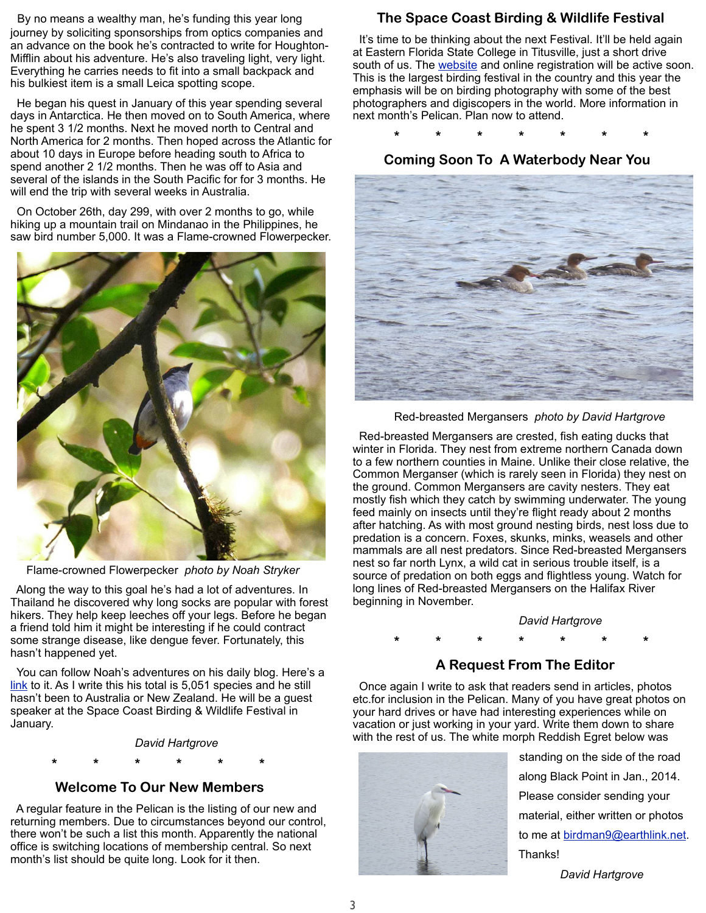By no means a wealthy man, he's funding this year long journey by soliciting sponsorships from optics companies and an advance on the book he's contracted to write for Houghton-Mifflin about his adventure. He's also traveling light, very light. Everything he carries needs to fit into a small backpack and his bulkiest item is a small Leica spotting scope.

He began his quest in January of this year spending several days in Antarctica. He then moved on to South America, where he spent 3 1/2 months. Next he moved north to Central and North America for 2 months. Then hoped across the Atlantic for about 10 days in Europe before heading south to Africa to spend another 2 1/2 months. Then he was off to Asia and several of the islands in the South Pacific for for 3 months. He will end the trip with several weeks in Australia.

On October 26th, day 299, with over 2 months to go, while hiking up a mountain trail on Mindanao in the Philippines, he saw bird number 5,000. It was a Flame-crowned Flowerpecker.

Flame-crowned Flowerpecker *photo by Noah Stryker*

Along the way to this goal he's had a lot of adventures. In Thailand he discovered why long socks are popular with forest hikers. They help keep leeches off your legs. Before he began a friend told him it might be interesting if he could contract some strange disease, like dengue fever. Fortunately, this hasn't happened yet.

You can follow Noah's adventures on his daily blog. Here's a link to it. As I write this his total is 5,051 species and he still hasn't been to Australia or New Zealand. He will be a guest speaker at the Space Coast Birding & Wildlife Festival in January.

*David Hartgrove*

\* \* \* \* \* \*

## Welcome To Our New Members

A regular feature in the Pelican is the listing of our new and returning members. Due to circumstances beyond our control, there won't be such a list this month. Apparently the national office is switching locations of membership central. So next month's list should be quite long. Look for it then.

## The Space Coast Birding & Wildlife Festival

It's time to be thinking about the next Festival. It'll be held again at Eastern Florida State College in Titusville, just a short drive south of us. The website and online registration will be active soon. This is the largest birding festival in the country and this year the emphasis will be on birding photography with some of the best photographers and digiscopers in the world. More information in next month's Pelican. Plan now to attend.

\* \* \* \* \* \* \*

## Coming Soon To A Waterbody Near You

Red-breasted Mergansers *photo by David Hartgrove*

Red-breasted Mergansers are crested, fish eating ducks that winter in Florida. They nest from extreme northern Canada down to a few northern counties in Maine. Unlike their close relative, the Common Merganser (which is rarely seen in Florida) they nest on the ground. Common Mergansers are cavity nesters. They eat mostly fish which they catch by swimming underwater. The young feed mainly on insects until they're flight ready about 2 months after hatching. As with most ground nesting birds, nest loss due to predation is a concern. Foxes, skunks, minks, weasels and other mammals are all nest predators. Since Red-breasted Mergansers nest so far north Lynx, a wild cat in serious trouble itself, is a source of predation on both eggs and flightless young. Watch for long lines of Red-breasted Mergansers on the Halifax River beginning in November.

*David Hartgrove*

\* \* \* \* \* \* \*

## A Request From The Editor

Once again I write to ask that readers send in articles, photos etc.for inclusion in the Pelican. Many of you have great photos on your hard drives or have had interesting experiences while on vacation or just working in your yard. Write them down to share with the rest of us. The white morph Reddish Egret below was standing on the side of the road along Black Point in Jan., 2014. Please consider sending your material, either written or photos to me at birdman9@earthlink.net. Thanks!

*David Hartgrove*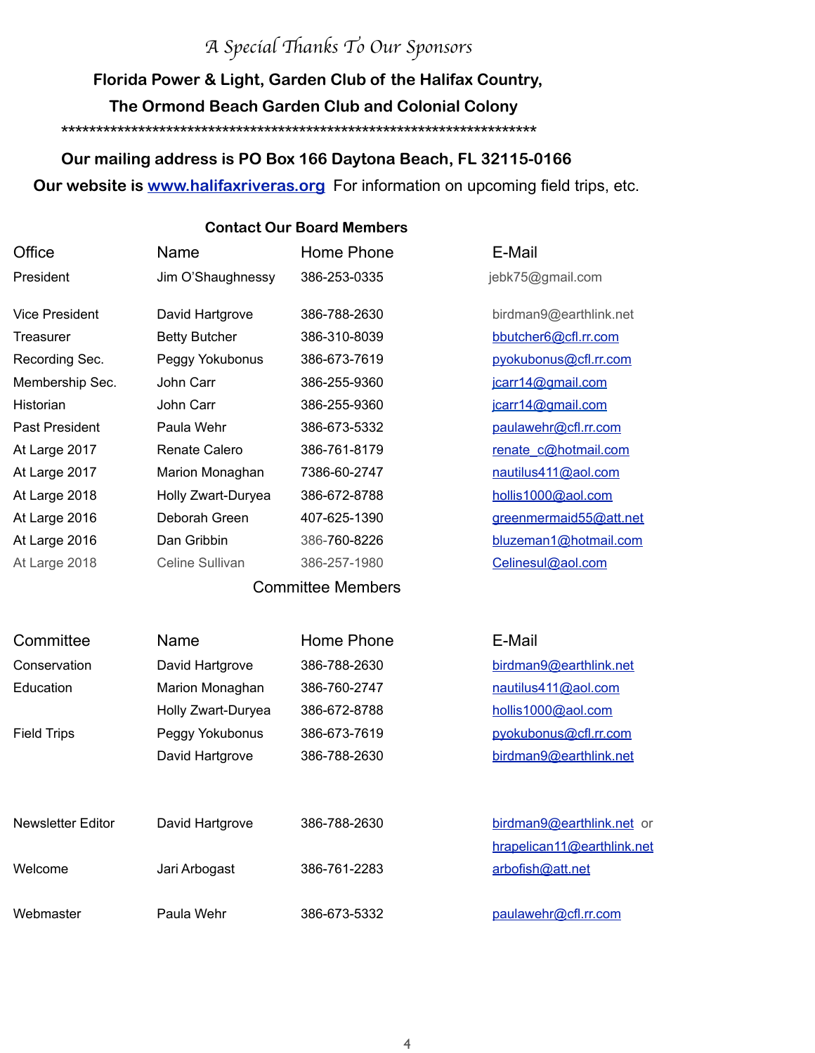*A Special Thanks To Our Sponsors*

**Florida Power & Light, Garden Club of the Halifax Country,**

**The Ormond Beach Garden Club and Colonial Colony**

*********************************************************************

**Our mailing address is PO Box 166 Daytona Beach, FL 32115-0166**

**Our website is [www.halifaxriveras.org](http://www.halifaxriveras.org)** For information on upcoming field trips, etc.

**Contact Our Board Members**

| Office | Name | Home Phone | E-Mail |
|---|---|---|---|
| President | Jim O'Shaughnessy | 386-253-0335 | jebk75@gmail.com |
| Vice President | David Hartgrove | 386-788-2630 | birdman9@earthlink.net |
| Treasurer | Betty Butcher | 386-310-8039 | bbutcher6@cfl.rr.com |
| Recording Sec. | Peggy Yokubonus | 386-673-7619 | pyokubonus@cfl.rr.com |
| Membership Sec. | John Carr | 386-255-9360 | jcarr14@gmail.com |
| Historian | John Carr | 386-255-9360 | jcarr14@gmail.com |
| Past President | Paula Wehr | 386-673-5332 | paulawehr@cfl.rr.com |
| At Large 2017 | Renate Calero | 386-761-8179 | renate_c@hotmail.com |
| At Large 2017 | Marion Monaghan | 7386-60-2747 | nautilus411@aol.com |
| At Large 2018 | Holly Zwart-Duryea | 386-672-8788 | hollis1000@aol.com |
| At Large 2016 | Deborah Green | 407-625-1390 | greenmermaid55@att.net |
| At Large 2016 | Dan Gribbin | 386-760-8226 | bluzeman1@hotmail.com |
| At Large 2018 | Celine Sullivan | 386-257-1980 | Celinesul@aol.com |

Committee Members

| Committee | Name | Home Phone | E-Mail |
|---|---|---|---|
| Conservation | David Hartgrove | 386-788-2630 | birdman9@earthlink.net |
| Education | Marion Monaghan | 386-760-2747 | nautilus411@aol.com |
| | Holly Zwart-Duryea | 386-672-8788 | hollis1000@aol.com |
| Field Trips | Peggy Yokubonus | 386-673-7619 | pyokubonus@cfl.rr.com |
| | David Hartgrove | 386-788-2630 | birdman9@earthlink.net |
| Newsletter Editor | David Hartgrove | 386-788-2630 | birdman9@earthlink.net or hrapelican11@earthlink.net |
| Welcome | Jari Arbogast | 386-761-2283 | arbofish@att.net |
| Webmaster | Paula Wehr | 386-673-5332 | paulawehr@cfl.rr.com |